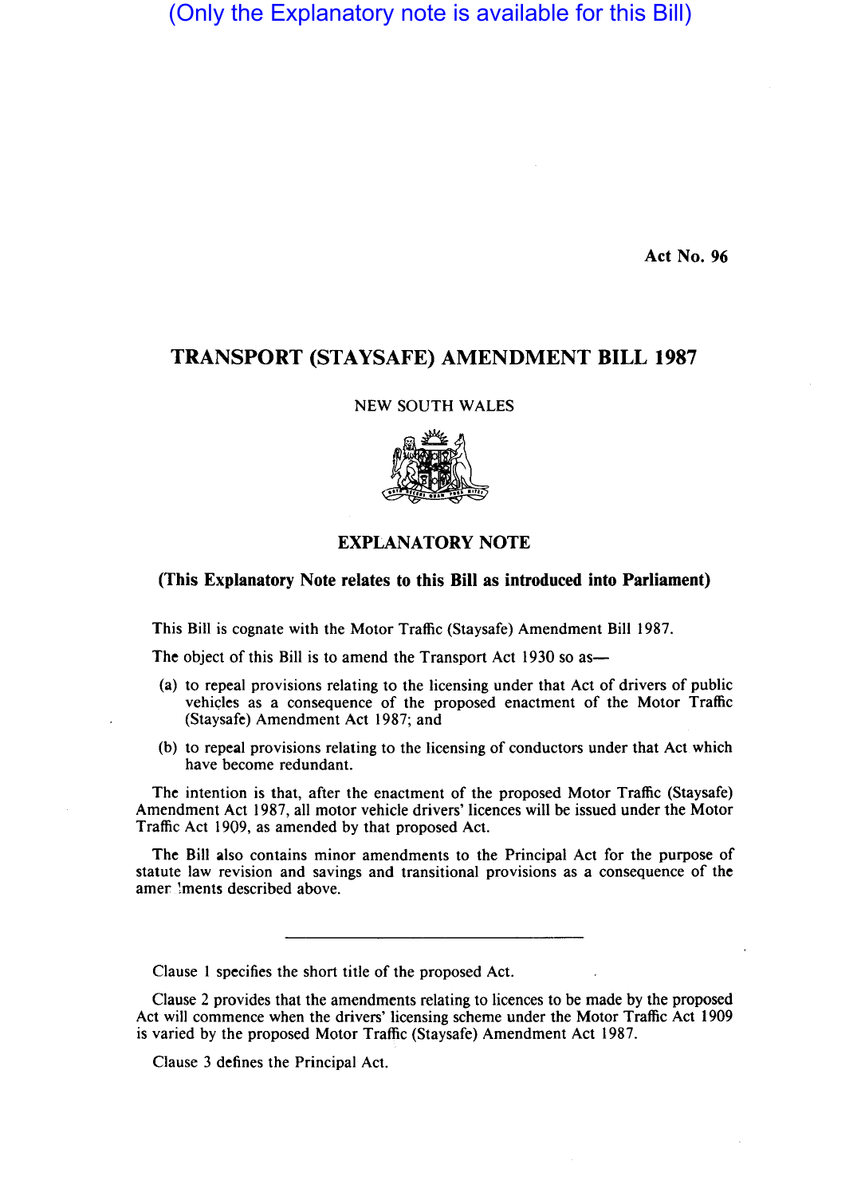(Only the Explanatory note is available for this Bill)

Act No. 96

# TRANSPORT (STAYSAFE) AMENDMENT BILL 1987

NEW SOUTH WALES

## EXPLANATORY NOTE

**(This Explanatory Note relates to this Bill as introduced into Parliament)**

This Bill is cognate with the Motor Traffic (Staysafe) Amendment Bill 1987.

The object of this Bill is to amend the Transport Act 1930 so as—

(a) to repeal provisions relating to the licensing under that Act of drivers of public vehicles as a consequence of the proposed enactment of the Motor Traffic (Staysafe) Amendment Act 1987; and

(b) to repeal provisions relating to the licensing of conductors under that Act which have become redundant.

The intention is that, after the enactment of the proposed Motor Traffic (Staysafe) Amendment Act 1987, all motor vehicle drivers' licences will be issued under the Motor Traffic Act 1909, as amended by that proposed Act.

The Bill also contains minor amendments to the Principal Act for the purpose of statute law revision and savings and transitional provisions as a consequence of the amendments described above.

---

Clause 1 specifies the short title of the proposed Act.

Clause 2 provides that the amendments relating to licences to be made by the proposed Act will commence when the drivers' licensing scheme under the Motor Traffic Act 1909 is varied by the proposed Motor Traffic (Staysafe) Amendment Act 1987.

Clause 3 defines the Principal Act.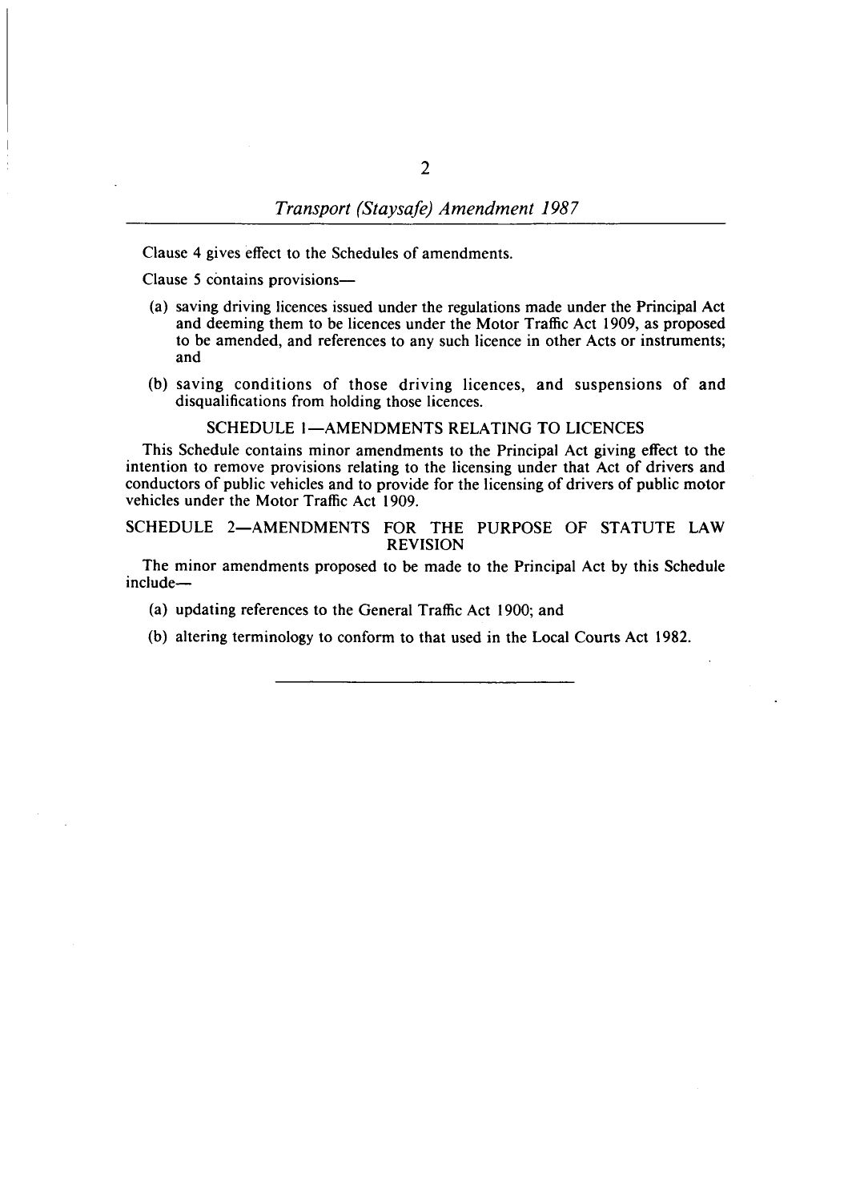Clause 4 gives effect to the Schedules of amendments.

Clause 5 contains provisions—

(a) saving driving licences issued under the regulations made under the Principal Act and deeming them to be licences under the Motor Traffic Act 1909, as proposed to be amended, and references to any such licence in other Acts or instruments; and

(b) saving conditions of those driving licences, and suspensions of and disqualifications from holding those licences.

## SCHEDULE 1—AMENDMENTS RELATING TO LICENCES

This Schedule contains minor amendments to the Principal Act giving effect to the intention to remove provisions relating to the licensing under that Act of drivers and conductors of public vehicles and to provide for the licensing of drivers of public motor vehicles under the Motor Traffic Act 1909.

## SCHEDULE 2—AMENDMENTS FOR THE PURPOSE OF STATUTE LAW REVISION

The minor amendments proposed to be made to the Principal Act by this Schedule include—

(a) updating references to the General Traffic Act 1900; and

(b) altering terminology to conform to that used in the Local Courts Act 1982.